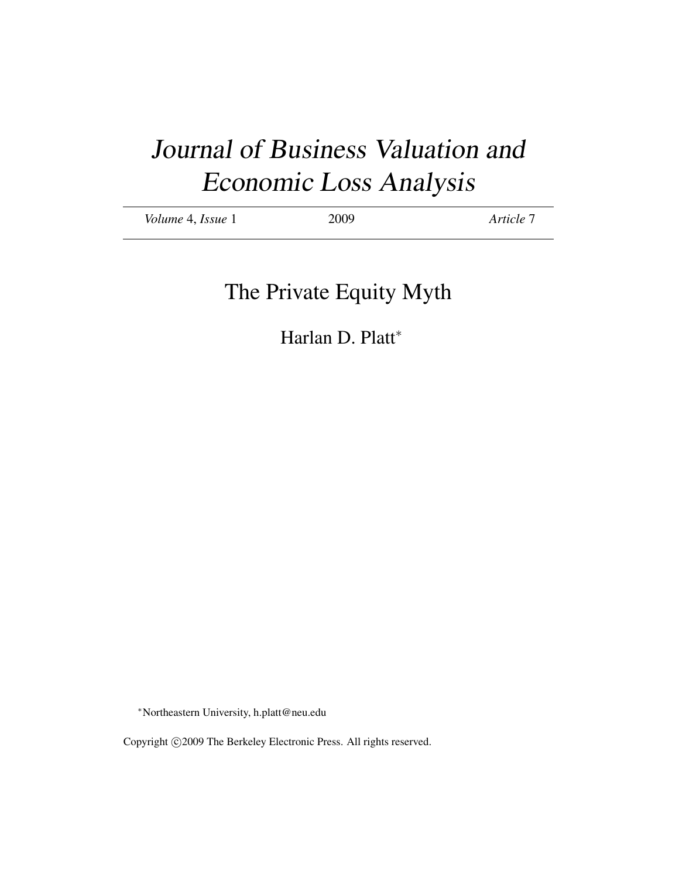# *Journal of Business Valuation and Economic Loss Analysis*

*Volume* 4, *Issue* 1 — 2009 — *Article* 7

## The Private Equity Myth

Harlan D. Platt*

*Northeastern University, h.platt@neu.edu

Copyright ©2009 The Berkeley Electronic Press. All rights reserved.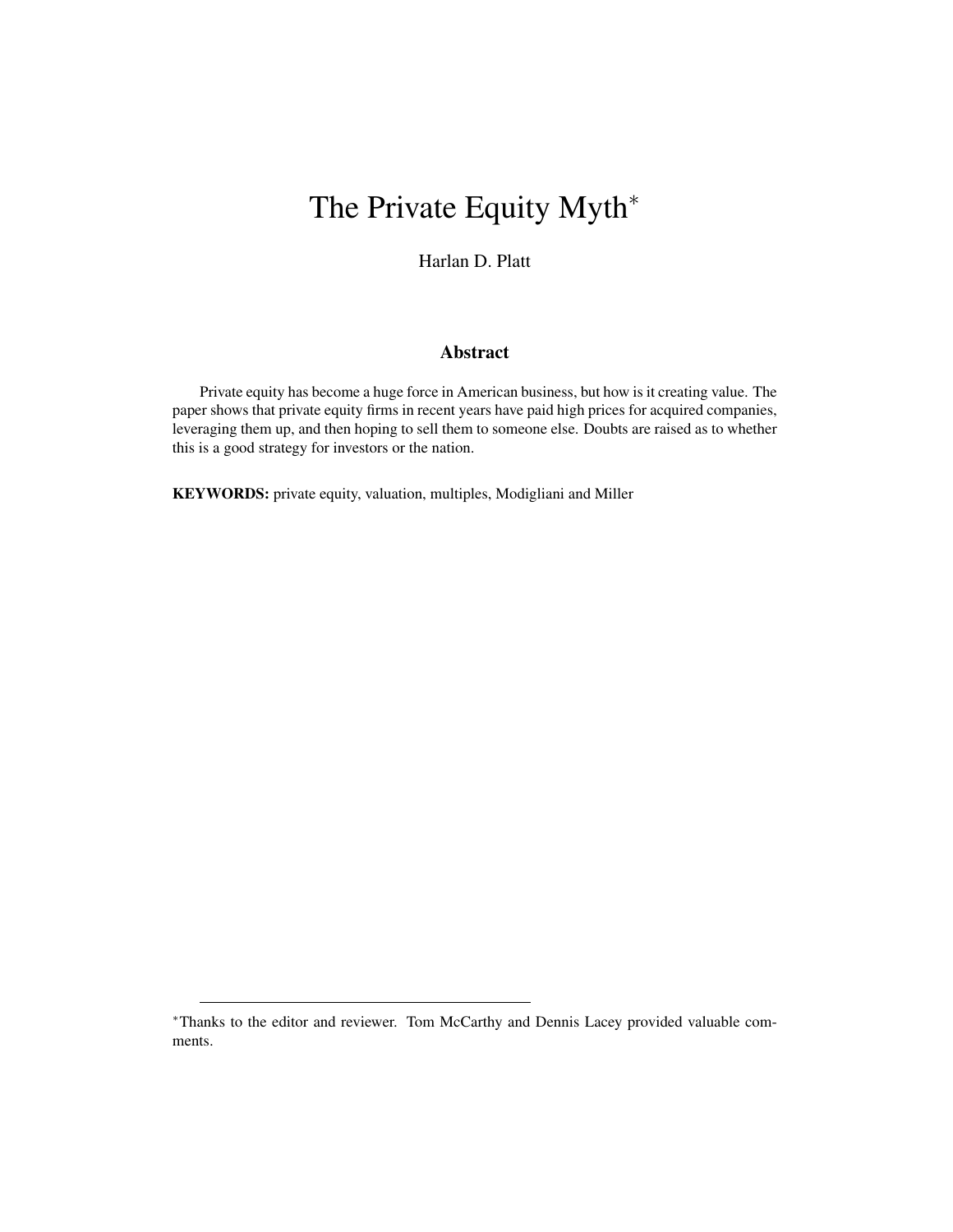# The Private Equity Myth*

Harlan D. Platt

## Abstract

Private equity has become a huge force in American business, but how is it creating value. The paper shows that private equity firms in recent years have paid high prices for acquired companies, leveraging them up, and then hoping to sell them to someone else. Doubts are raised as to whether this is a good strategy for investors or the nation.

**KEYWORDS:** private equity, valuation, multiples, Modigliani and Miller

---

*Thanks to the editor and reviewer. Tom McCarthy and Dennis Lacey provided valuable comments.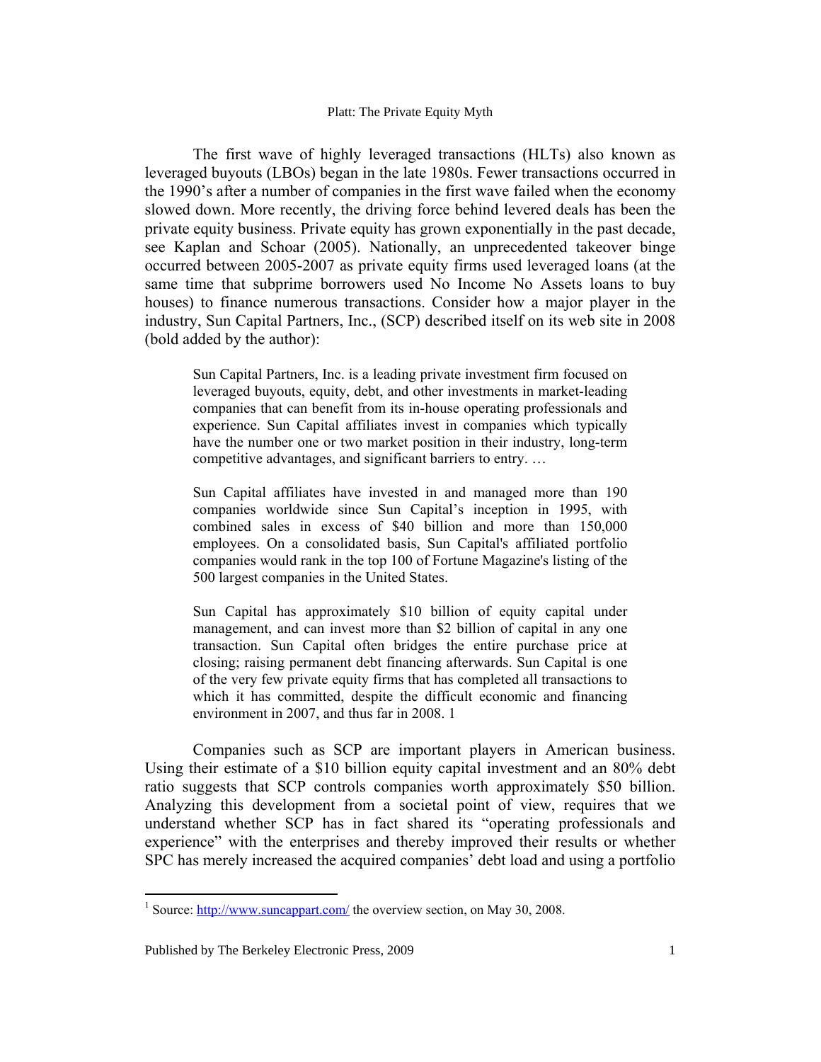The first wave of highly leveraged transactions (HLTs) also known as leveraged buyouts (LBOs) began in the late 1980s. Fewer transactions occurred in the 1990's after a number of companies in the first wave failed when the economy slowed down. More recently, the driving force behind levered deals has been the private equity business. Private equity has grown exponentially in the past decade, see Kaplan and Schoar (2005). Nationally, an unprecedented takeover binge occurred between 2005-2007 as private equity firms used leveraged loans (at the same time that subprime borrowers used No Income No Assets loans to buy houses) to finance numerous transactions. Consider how a major player in the industry, Sun Capital Partners, Inc., (SCP) described itself on its web site in 2008 (bold added by the author):

> Sun Capital Partners, Inc. is a leading private investment firm focused on leveraged buyouts, equity, debt, and other investments in market-leading companies that can benefit from its in-house operating professionals and experience. Sun Capital affiliates invest in companies which typically have the number one or two market position in their industry, long-term competitive advantages, and significant barriers to entry. …
>
> Sun Capital affiliates have invested in and managed more than 190 companies worldwide since Sun Capital's inception in 1995, with combined sales in excess of $40 billion and more than 150,000 employees. On a consolidated basis, Sun Capital's affiliated portfolio companies would rank in the top 100 of Fortune Magazine's listing of the 500 largest companies in the United States.
>
> Sun Capital has approximately $10 billion of equity capital under management, and can invest more than $2 billion of capital in any one transaction. Sun Capital often bridges the entire purchase price at closing; raising permanent debt financing afterwards. Sun Capital is one of the very few private equity firms that has completed all transactions to which it has committed, despite the difficult economic and financing environment in 2007, and thus far in 2008. [1]

Companies such as SCP are important players in American business. Using their estimate of a $10 billion equity capital investment and an 80% debt ratio suggests that SCP controls companies worth approximately $50 billion. Analyzing this development from a societal point of view, requires that we understand whether SCP has in fact shared its "operating professionals and experience" with the enterprises and thereby improved their results or whether SPC has merely increased the acquired companies' debt load and using a portfolio

[1] Source: http://www.suncappart.com/ the overview section, on May 30, 2008.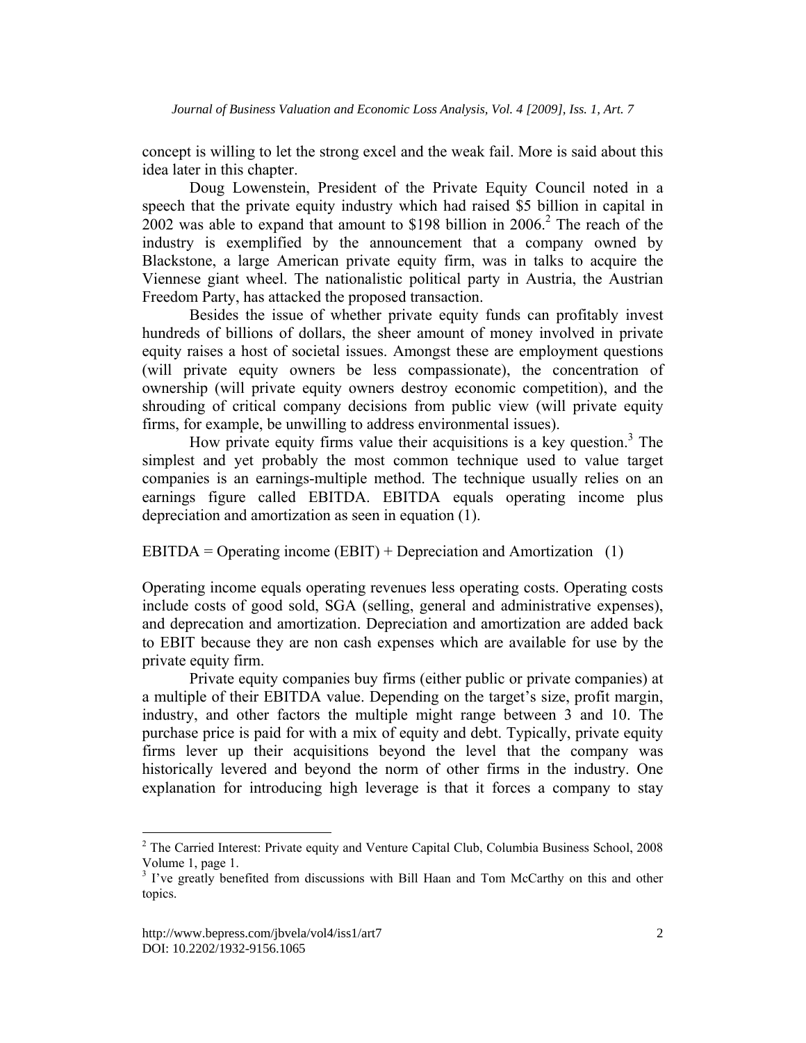concept is willing to let the strong excel and the weak fail. More is said about this idea later in this chapter.

Doug Lowenstein, President of the Private Equity Council noted in a speech that the private equity industry which had raised \$5 billion in capital in 2002 was able to expand that amount to \$198 billion in 2006.[2] The reach of the industry is exemplified by the announcement that a company owned by Blackstone, a large American private equity firm, was in talks to acquire the Viennese giant wheel. The nationalistic political party in Austria, the Austrian Freedom Party, has attacked the proposed transaction.

Besides the issue of whether private equity funds can profitably invest hundreds of billions of dollars, the sheer amount of money involved in private equity raises a host of societal issues. Amongst these are employment questions (will private equity owners be less compassionate), the concentration of ownership (will private equity owners destroy economic competition), and the shrouding of critical company decisions from public view (will private equity firms, for example, be unwilling to address environmental issues).

How private equity firms value their acquisitions is a key question.[3] The simplest and yet probably the most common technique used to value target companies is an earnings-multiple method. The technique usually relies on an earnings figure called EBITDA. EBITDA equals operating income plus depreciation and amortization as seen in equation (1).

$$\text{EBITDA} = \text{Operating income (EBIT)} + \text{Depreciation and Amortization} \quad (1)$$

Operating income equals operating revenues less operating costs. Operating costs include costs of good sold, SGA (selling, general and administrative expenses), and deprecation and amortization. Depreciation and amortization are added back to EBIT because they are non cash expenses which are available for use by the private equity firm.

Private equity companies buy firms (either public or private companies) at a multiple of their EBITDA value. Depending on the target's size, profit margin, industry, and other factors the multiple might range between 3 and 10. The purchase price is paid for with a mix of equity and debt. Typically, private equity firms lever up their acquisitions beyond the level that the company was historically levered and beyond the norm of other firms in the industry. One explanation for introducing high leverage is that it forces a company to stay

[2] The Carried Interest: Private equity and Venture Capital Club, Columbia Business School, 2008 Volume 1, page 1.

[3] I've greatly benefited from discussions with Bill Haan and Tom McCarthy on this and other topics.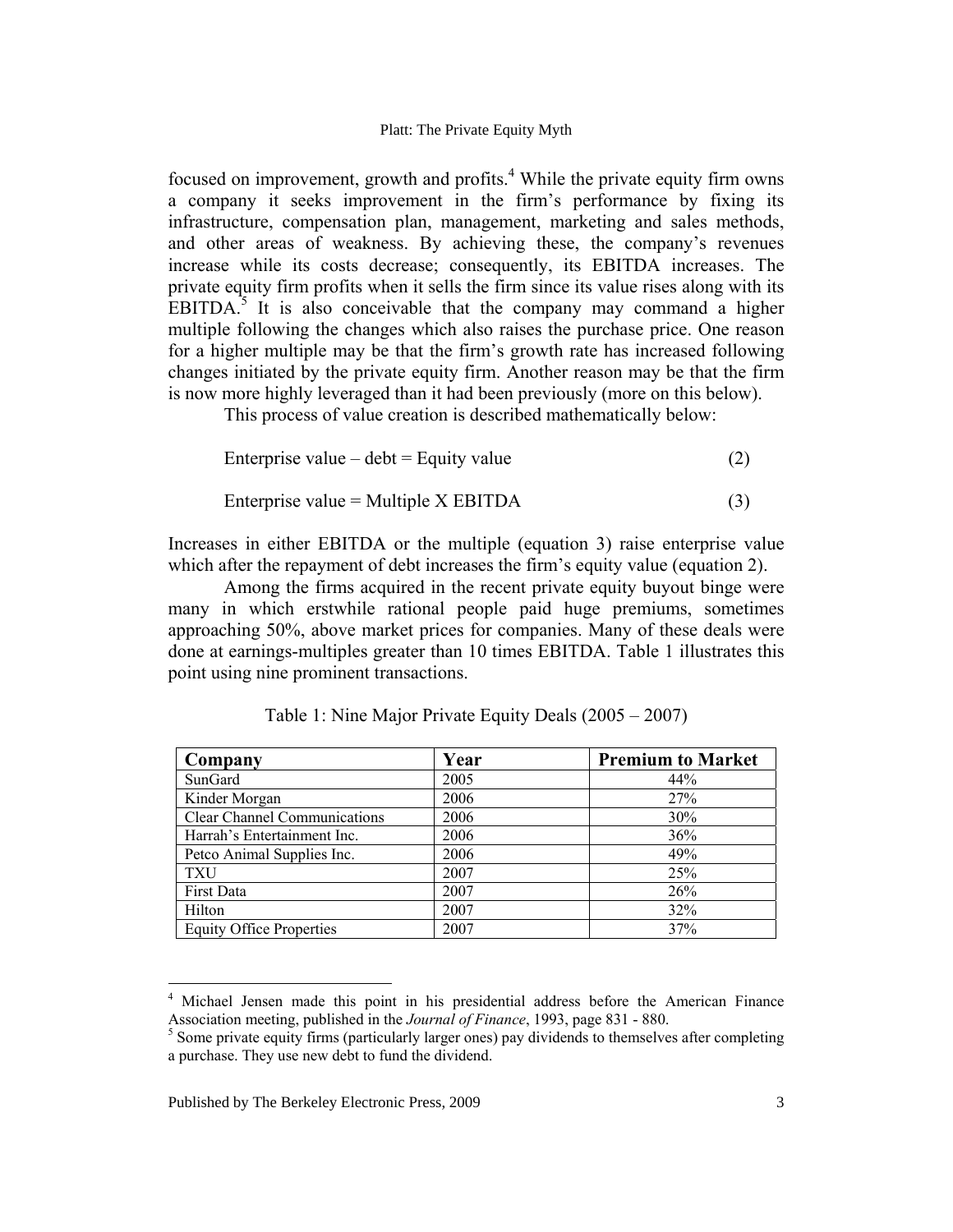focused on improvement, growth and profits.[4] While the private equity firm owns a company it seeks improvement in the firm's performance by fixing its infrastructure, compensation plan, management, marketing and sales methods, and other areas of weakness. By achieving these, the company's revenues increase while its costs decrease; consequently, its EBITDA increases. The private equity firm profits when it sells the firm since its value rises along with its EBITDA.[5] It is also conceivable that the company may command a higher multiple following the changes which also raises the purchase price. One reason for a higher multiple may be that the firm's growth rate has increased following changes initiated by the private equity firm. Another reason may be that the firm is now more highly leveraged than it had been previously (more on this below).

This process of value creation is described mathematically below:

$$\text{Enterprise value} - \text{debt} = \text{Equity value} \tag{2}$$

$$\text{Enterprise value} = \text{Multiple X EBITDA} \tag{3}$$

Increases in either EBITDA or the multiple (equation 3) raise enterprise value which after the repayment of debt increases the firm's equity value (equation 2).

Among the firms acquired in the recent private equity buyout binge were many in which erstwhile rational people paid huge premiums, sometimes approaching 50%, above market prices for companies. Many of these deals were done at earnings-multiples greater than 10 times EBITDA. Table 1 illustrates this point using nine prominent transactions.

Table 1: Nine Major Private Equity Deals (2005 – 2007)

| **Company** | **Year** | **Premium to Market** |
|---|---|---|
| SunGard | 2005 | 44% |
| Kinder Morgan | 2006 | 27% |
| Clear Channel Communications | 2006 | 30% |
| Harrah's Entertainment Inc. | 2006 | 36% |
| Petco Animal Supplies Inc. | 2006 | 49% |
| TXU | 2007 | 25% |
| First Data | 2007 | 26% |
| Hilton | 2007 | 32% |
| Equity Office Properties | 2007 | 37% |

---

[4] Michael Jensen made this point in his presidential address before the American Finance Association meeting, published in the *Journal of Finance*, 1993, page 831 - 880.

[5] Some private equity firms (particularly larger ones) pay dividends to themselves after completing a purchase. They use new debt to fund the dividend.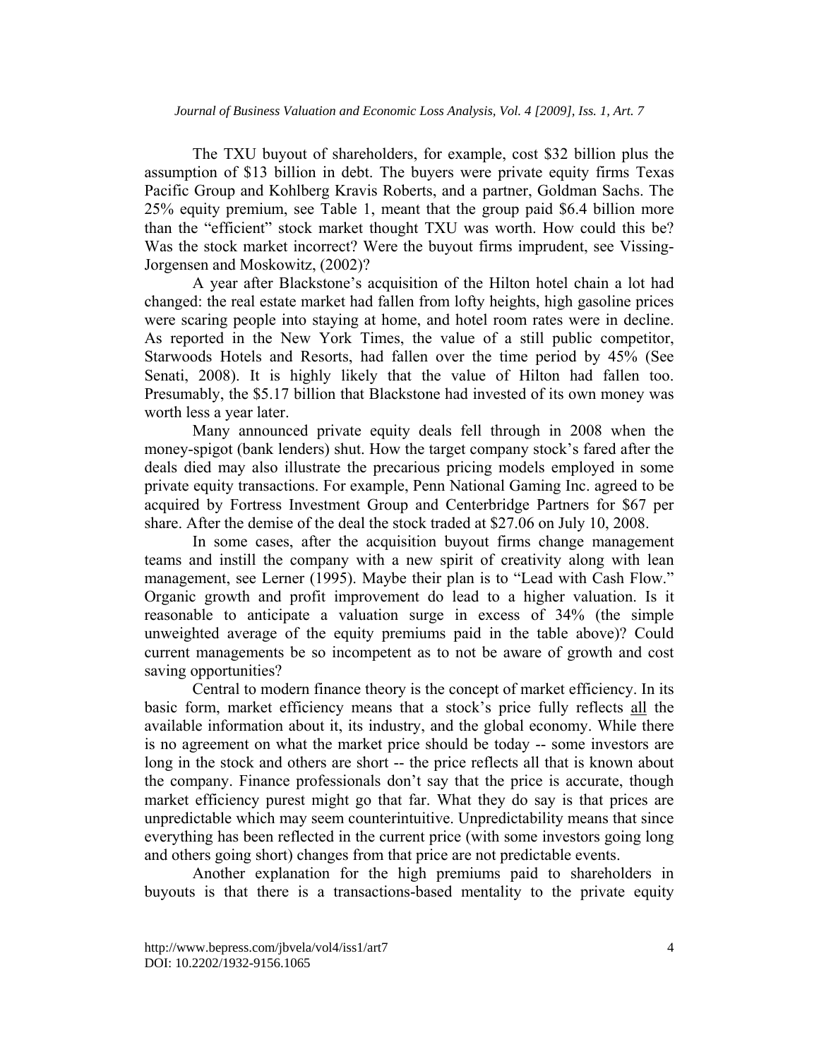The TXU buyout of shareholders, for example, cost \$32 billion plus the assumption of \$13 billion in debt. The buyers were private equity firms Texas Pacific Group and Kohlberg Kravis Roberts, and a partner, Goldman Sachs. The 25% equity premium, see Table 1, meant that the group paid \$6.4 billion more than the "efficient" stock market thought TXU was worth. How could this be? Was the stock market incorrect? Were the buyout firms imprudent, see Vissing-Jorgensen and Moskowitz, (2002)?

A year after Blackstone's acquisition of the Hilton hotel chain a lot had changed: the real estate market had fallen from lofty heights, high gasoline prices were scaring people into staying at home, and hotel room rates were in decline. As reported in the New York Times, the value of a still public competitor, Starwoods Hotels and Resorts, had fallen over the time period by 45% (See Senati, 2008). It is highly likely that the value of Hilton had fallen too. Presumably, the \$5.17 billion that Blackstone had invested of its own money was worth less a year later.

Many announced private equity deals fell through in 2008 when the money-spigot (bank lenders) shut. How the target company stock's fared after the deals died may also illustrate the precarious pricing models employed in some private equity transactions. For example, Penn National Gaming Inc. agreed to be acquired by Fortress Investment Group and Centerbridge Partners for \$67 per share. After the demise of the deal the stock traded at \$27.06 on July 10, 2008.

In some cases, after the acquisition buyout firms change management teams and instill the company with a new spirit of creativity along with lean management, see Lerner (1995). Maybe their plan is to "Lead with Cash Flow." Organic growth and profit improvement do lead to a higher valuation. Is it reasonable to anticipate a valuation surge in excess of 34% (the simple unweighted average of the equity premiums paid in the table above)? Could current managements be so incompetent as to not be aware of growth and cost saving opportunities?

Central to modern finance theory is the concept of market efficiency. In its basic form, market efficiency means that a stock's price fully reflects <u>all</u> the available information about it, its industry, and the global economy. While there is no agreement on what the market price should be today -- some investors are long in the stock and others are short -- the price reflects all that is known about the company. Finance professionals don't say that the price is accurate, though market efficiency purest might go that far. What they do say is that prices are unpredictable which may seem counterintuitive. Unpredictability means that since everything has been reflected in the current price (with some investors going long and others going short) changes from that price are not predictable events.

Another explanation for the high premiums paid to shareholders in buyouts is that there is a transactions-based mentality to the private equity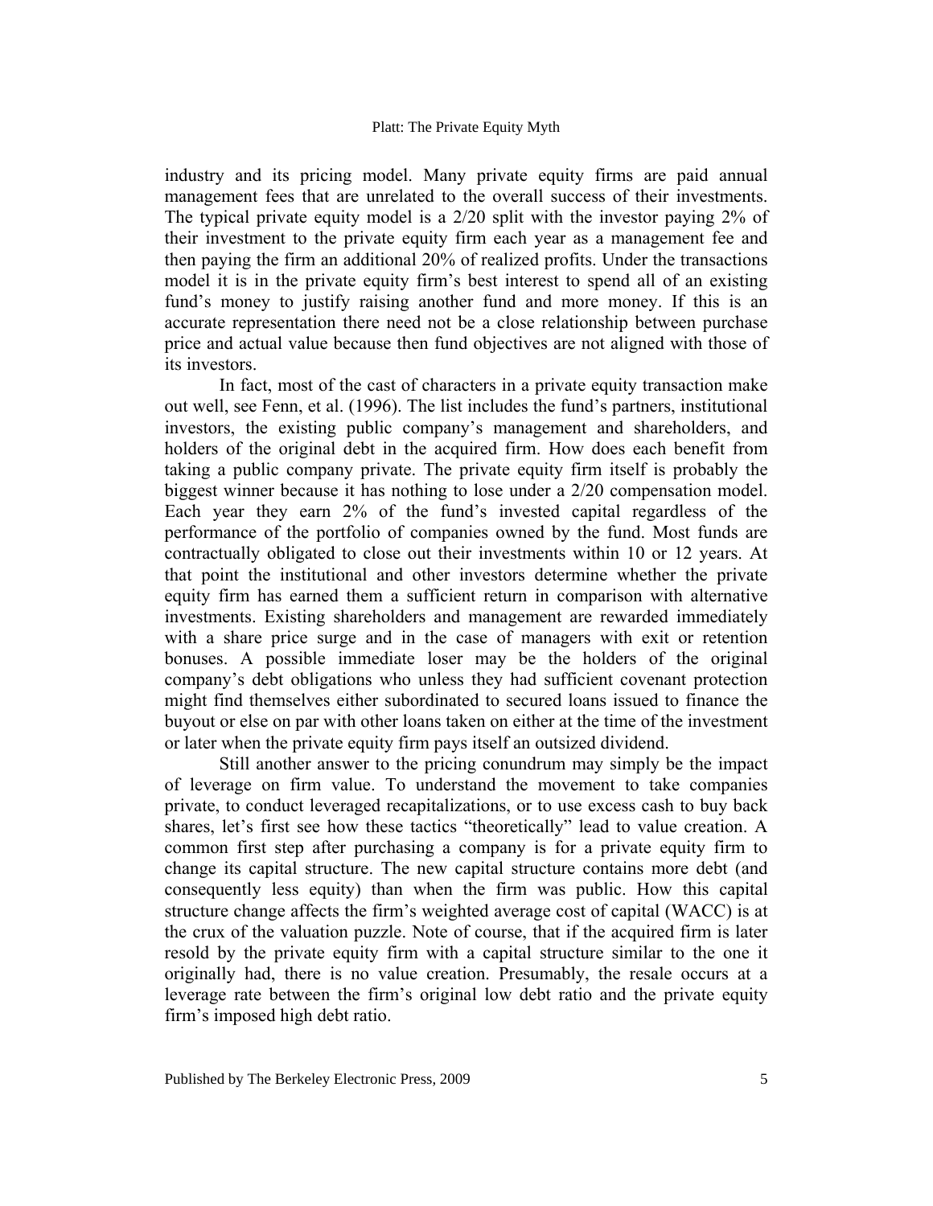industry and its pricing model. Many private equity firms are paid annual management fees that are unrelated to the overall success of their investments. The typical private equity model is a 2/20 split with the investor paying 2% of their investment to the private equity firm each year as a management fee and then paying the firm an additional 20% of realized profits. Under the transactions model it is in the private equity firm's best interest to spend all of an existing fund's money to justify raising another fund and more money. If this is an accurate representation there need not be a close relationship between purchase price and actual value because then fund objectives are not aligned with those of its investors.

In fact, most of the cast of characters in a private equity transaction make out well, see Fenn, et al. (1996). The list includes the fund's partners, institutional investors, the existing public company's management and shareholders, and holders of the original debt in the acquired firm. How does each benefit from taking a public company private. The private equity firm itself is probably the biggest winner because it has nothing to lose under a 2/20 compensation model. Each year they earn 2% of the fund's invested capital regardless of the performance of the portfolio of companies owned by the fund. Most funds are contractually obligated to close out their investments within 10 or 12 years. At that point the institutional and other investors determine whether the private equity firm has earned them a sufficient return in comparison with alternative investments. Existing shareholders and management are rewarded immediately with a share price surge and in the case of managers with exit or retention bonuses. A possible immediate loser may be the holders of the original company's debt obligations who unless they had sufficient covenant protection might find themselves either subordinated to secured loans issued to finance the buyout or else on par with other loans taken on either at the time of the investment or later when the private equity firm pays itself an outsized dividend.

Still another answer to the pricing conundrum may simply be the impact of leverage on firm value. To understand the movement to take companies private, to conduct leveraged recapitalizations, or to use excess cash to buy back shares, let's first see how these tactics "theoretically" lead to value creation. A common first step after purchasing a company is for a private equity firm to change its capital structure. The new capital structure contains more debt (and consequently less equity) than when the firm was public. How this capital structure change affects the firm's weighted average cost of capital (WACC) is at the crux of the valuation puzzle. Note of course, that if the acquired firm is later resold by the private equity firm with a capital structure similar to the one it originally had, there is no value creation. Presumably, the resale occurs at a leverage rate between the firm's original low debt ratio and the private equity firm's imposed high debt ratio.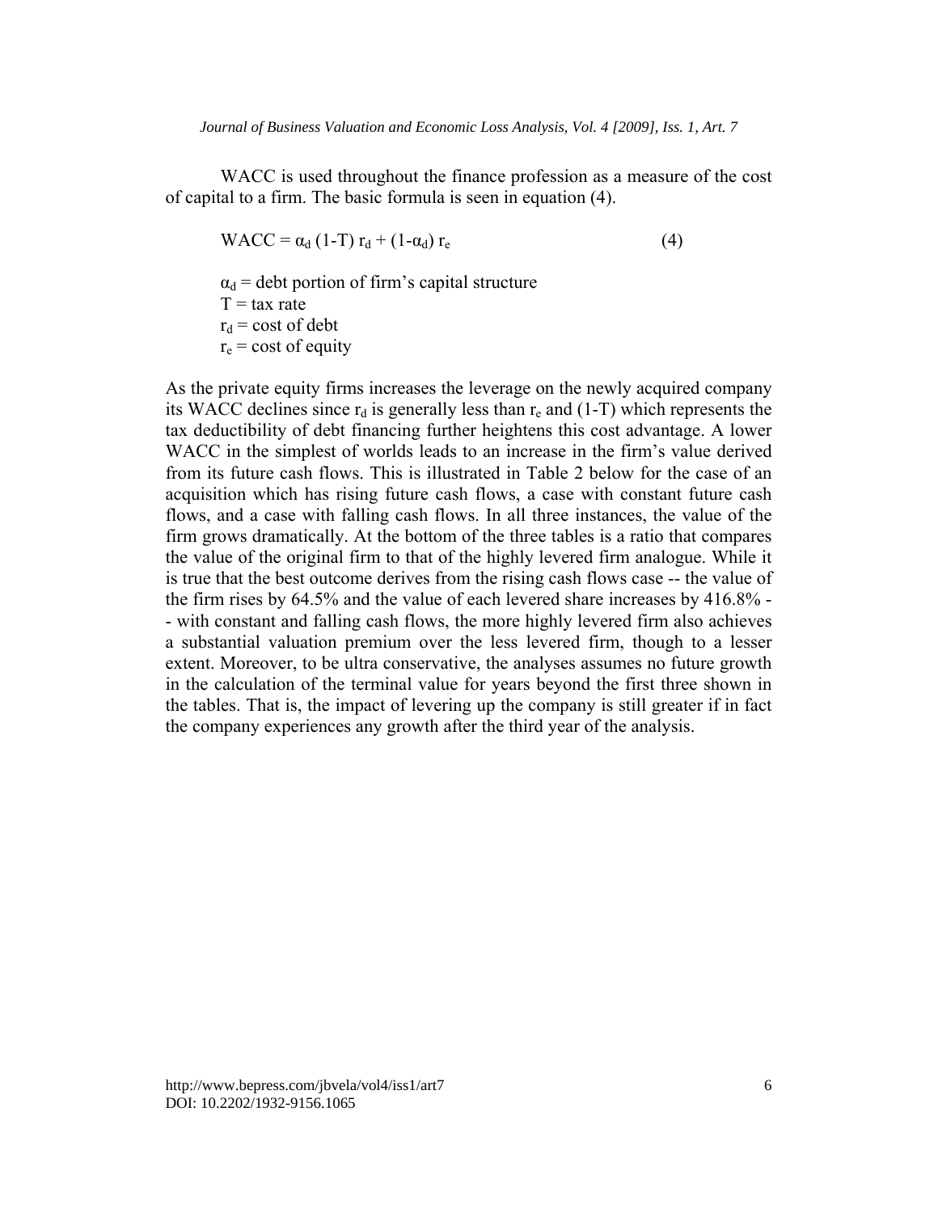WACC is used throughout the finance profession as a measure of the cost of capital to a firm. The basic formula is seen in equation (4).

$$WACC = \alpha_d (1\text{-}T)\, r_d + (1\text{-}\alpha_d)\, r_e \tag{4}$$

$\alpha_d$ = debt portion of firm's capital structure
$T$ = tax rate
$r_d$ = cost of debt
$r_e$ = cost of equity

As the private equity firms increases the leverage on the newly acquired company its WACC declines since $r_d$ is generally less than $r_e$ and (1-T) which represents the tax deductibility of debt financing further heightens this cost advantage. A lower WACC in the simplest of worlds leads to an increase in the firm's value derived from its future cash flows. This is illustrated in Table 2 below for the case of an acquisition which has rising future cash flows, a case with constant future cash flows, and a case with falling cash flows. In all three instances, the value of the firm grows dramatically. At the bottom of the three tables is a ratio that compares the value of the original firm to that of the highly levered firm analogue. While it is true that the best outcome derives from the rising cash flows case -- the value of the firm rises by 64.5% and the value of each levered share increases by 416.8% -- with constant and falling cash flows, the more highly levered firm also achieves a substantial valuation premium over the less levered firm, though to a lesser extent. Moreover, to be ultra conservative, the analyses assumes no future growth in the calculation of the terminal value for years beyond the first three shown in the tables. That is, the impact of levering up the company is still greater if in fact the company experiences any growth after the third year of the analysis.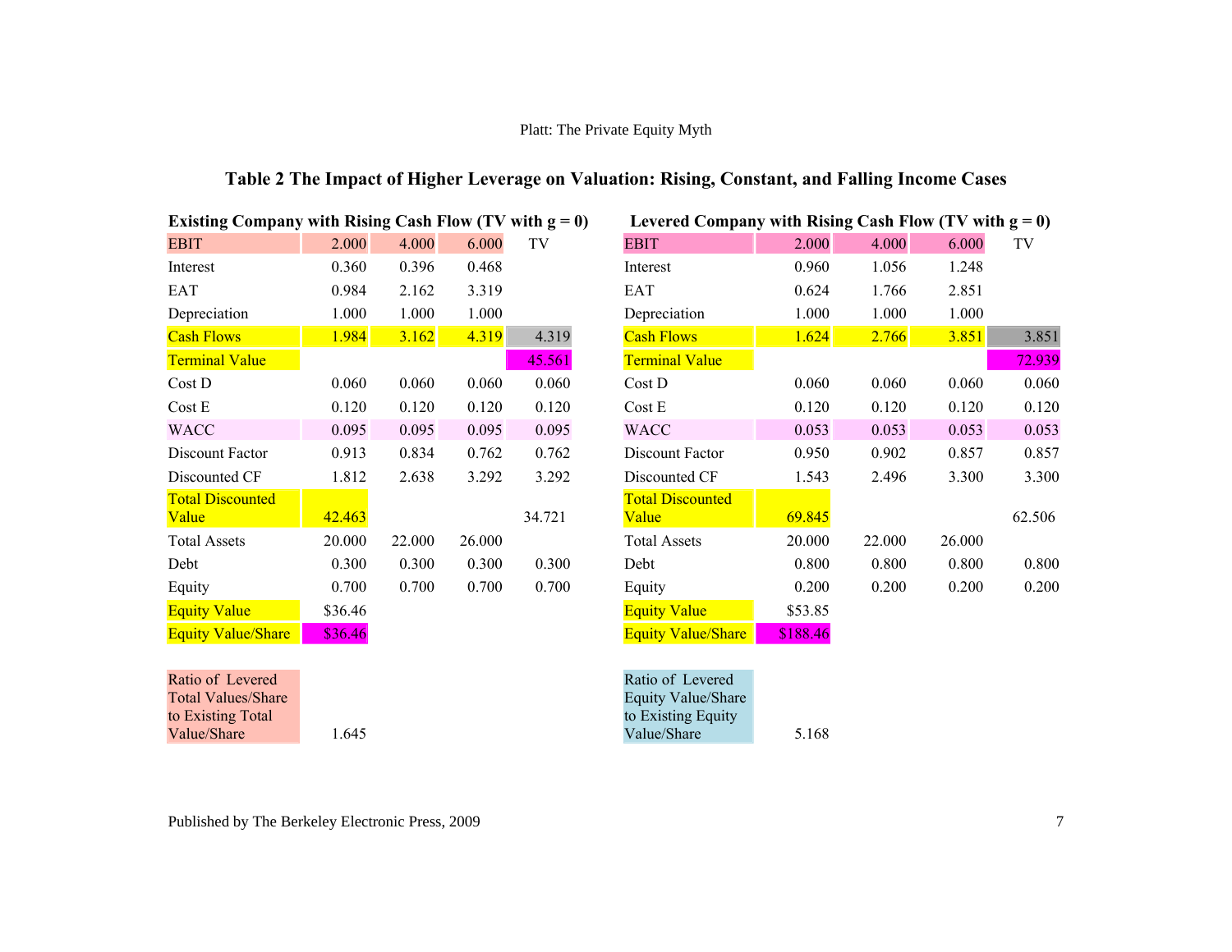## Table 2 The Impact of Higher Leverage on Valuation: Rising, Constant, and Falling Income Cases

**Existing Company with Rising Cash Flow (TV with g = 0)**

| EBIT | 2.000 | 4.000 | 6.000 | TV |
|---|---|---|---|---|
| Interest | 0.360 | 0.396 | 0.468 | |
| EAT | 0.984 | 2.162 | 3.319 | |
| Depreciation | 1.000 | 1.000 | 1.000 | |
| Cash Flows | 1.984 | 3.162 | 4.319 | 4.319 |
| Terminal Value | | | | 45.561 |
| Cost D | 0.060 | 0.060 | 0.060 | 0.060 |
| Cost E | 0.120 | 0.120 | 0.120 | 0.120 |
| WACC | 0.095 | 0.095 | 0.095 | 0.095 |
| Discount Factor | 0.913 | 0.834 | 0.762 | 0.762 |
| Discounted CF | 1.812 | 2.638 | 3.292 | 3.292 |
| Total Discounted Value | 42.463 | | | 34.721 |
| Total Assets | 20.000 | 22.000 | 26.000 | |
| Debt | 0.300 | 0.300 | 0.300 | 0.300 |
| Equity | 0.700 | 0.700 | 0.700 | 0.700 |
| Equity Value | $36.46 | | | |
| Equity Value/Share | $36.46 | | | |
| | | | | |
| Ratio of Levered Total Values/Share to Existing Total Value/Share | 1.645 | | | |

**Levered Company with Rising Cash Flow (TV with g = 0)**

| EBIT | 2.000 | 4.000 | 6.000 | TV |
|---|---|---|---|---|
| Interest | 0.960 | 1.056 | 1.248 | |
| EAT | 0.624 | 1.766 | 2.851 | |
| Depreciation | 1.000 | 1.000 | 1.000 | |
| Cash Flows | 1.624 | 2.766 | 3.851 | 3.851 |
| Terminal Value | | | | 72.939 |
| Cost D | 0.060 | 0.060 | 0.060 | 0.060 |
| Cost E | 0.120 | 0.120 | 0.120 | 0.120 |
| WACC | 0.053 | 0.053 | 0.053 | 0.053 |
| Discount Factor | 0.950 | 0.902 | 0.857 | 0.857 |
| Discounted CF | 1.543 | 2.496 | 3.300 | 3.300 |
| Total Discounted Value | 69.845 | | | 62.506 |
| Total Assets | 20.000 | 22.000 | 26.000 | |
| Debt | 0.800 | 0.800 | 0.800 | 0.800 |
| Equity | 0.200 | 0.200 | 0.200 | 0.200 |
| Equity Value | $53.85 | | | |
| Equity Value/Share | $188.46 | | | |
| | | | | |
| Ratio of Levered Equity Value/Share to Existing Equity Value/Share | 5.168 | | | |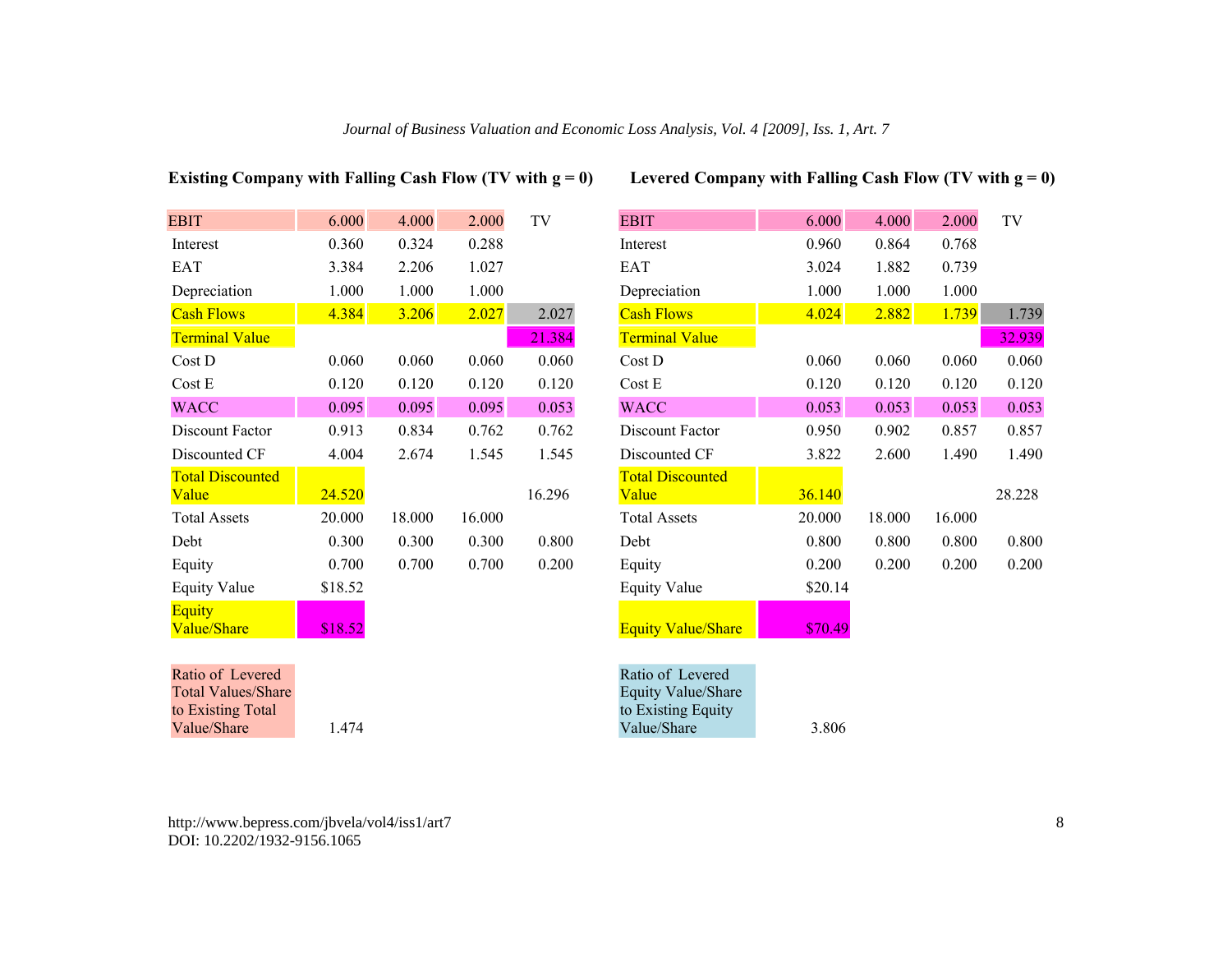**Existing Company with Falling Cash Flow (TV with g = 0)**

| EBIT | 6.000 | 4.000 | 2.000 | TV |
|---|---|---|---|---|
| Interest | 0.360 | 0.324 | 0.288 | |
| EAT | 3.384 | 2.206 | 1.027 | |
| Depreciation | 1.000 | 1.000 | 1.000 | |
| Cash Flows | 4.384 | 3.206 | 2.027 | 2.027 |
| Terminal Value | | | | 21.384 |
| Cost D | 0.060 | 0.060 | 0.060 | 0.060 |
| Cost E | 0.120 | 0.120 | 0.120 | 0.120 |
| WACC | 0.095 | 0.095 | 0.095 | 0.053 |
| Discount Factor | 0.913 | 0.834 | 0.762 | 0.762 |
| Discounted CF | 4.004 | 2.674 | 1.545 | 1.545 |
| Total Discounted Value | 24.520 | | | 16.296 |
| Total Assets | 20.000 | 18.000 | 16.000 | |
| Debt | 0.300 | 0.300 | 0.300 | 0.800 |
| Equity | 0.700 | 0.700 | 0.700 | 0.200 |
| Equity Value | $18.52 | | | |
| Equity Value/Share | $18.52 | | | |
| Ratio of Levered Total Values/Share to Existing Total Value/Share | 1.474 | | | |

**Levered Company with Falling Cash Flow (TV with g = 0)**

| EBIT | 6.000 | 4.000 | 2.000 | TV |
|---|---|---|---|---|
| Interest | 0.960 | 0.864 | 0.768 | |
| EAT | 3.024 | 1.882 | 0.739 | |
| Depreciation | 1.000 | 1.000 | 1.000 | |
| Cash Flows | 4.024 | 2.882 | 1.739 | 1.739 |
| Terminal Value | | | | 32.939 |
| Cost D | 0.060 | 0.060 | 0.060 | 0.060 |
| Cost E | 0.120 | 0.120 | 0.120 | 0.120 |
| WACC | 0.053 | 0.053 | 0.053 | 0.053 |
| Discount Factor | 0.950 | 0.902 | 0.857 | 0.857 |
| Discounted CF | 3.822 | 2.600 | 1.490 | 1.490 |
| Total Discounted Value | 36.140 | | | 28.228 |
| Total Assets | 20.000 | 18.000 | 16.000 | |
| Debt | 0.800 | 0.800 | 0.800 | 0.800 |
| Equity | 0.200 | 0.200 | 0.200 | 0.200 |
| Equity Value | $20.14 | | | |
| Equity Value/Share | $70.49 | | | |
| Ratio of Levered Equity Value/Share to Existing Equity Value/Share | 3.806 | | | |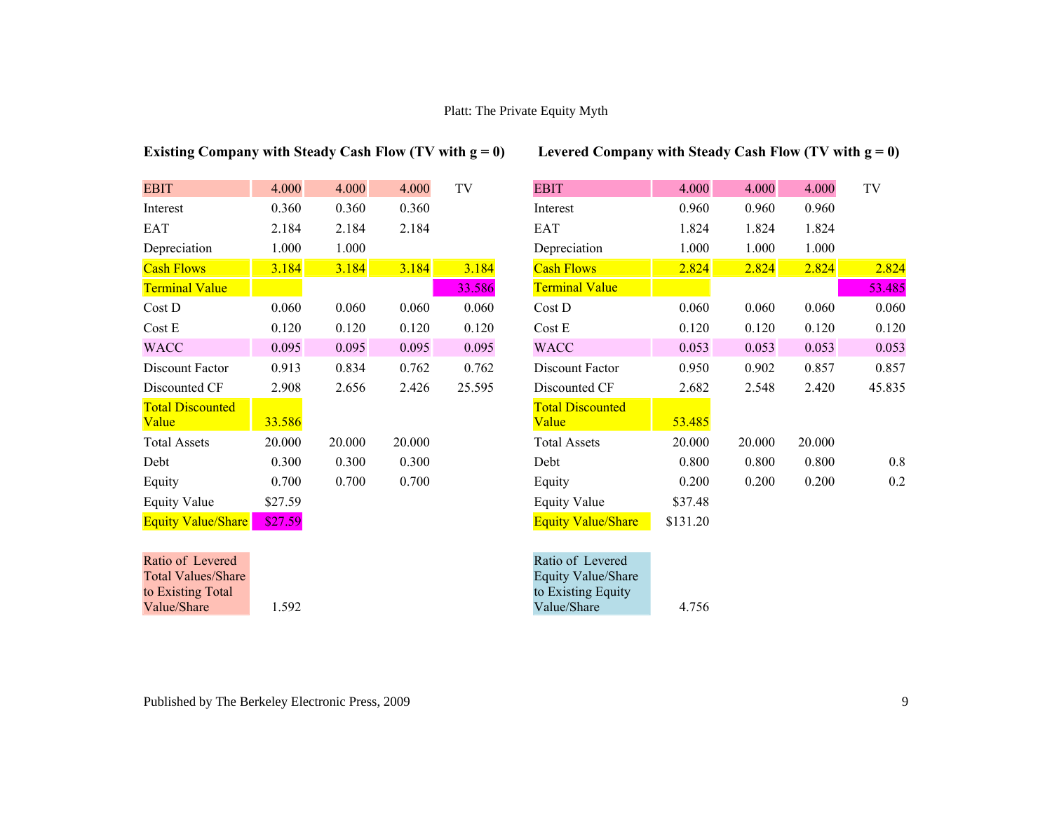### Existing Company with Steady Cash Flow (TV with g = 0)

| | | | | TV |
|---|---|---|---|---|
| EBIT | 4.000 | 4.000 | 4.000 | |
| Interest | 0.360 | 0.360 | 0.360 | |
| EAT | 2.184 | 2.184 | 2.184 | |
| Depreciation | 1.000 | 1.000 | | |
| Cash Flows | 3.184 | 3.184 | 3.184 | 3.184 |
| Terminal Value | | | | 33.586 |
| Cost D | 0.060 | 0.060 | 0.060 | 0.060 |
| Cost E | 0.120 | 0.120 | 0.120 | 0.120 |
| WACC | 0.095 | 0.095 | 0.095 | 0.095 |
| Discount Factor | 0.913 | 0.834 | 0.762 | 0.762 |
| Discounted CF | 2.908 | 2.656 | 2.426 | 25.595 |
| Total Discounted Value | 33.586 | | | |
| Total Assets | 20.000 | 20.000 | 20.000 | |
| Debt | 0.300 | 0.300 | 0.300 | |
| Equity | 0.700 | 0.700 | 0.700 | |
| Equity Value | $27.59 | | | |
| Equity Value/Share | $27.59 | | | |
| | | | | |
| Ratio of Levered Total Values/Share to Existing Total Value/Share | 1.592 | | | |

### Levered Company with Steady Cash Flow (TV with g = 0)

| | | | | TV |
|---|---|---|---|---|
| EBIT | 4.000 | 4.000 | 4.000 | |
| Interest | 0.960 | 0.960 | 0.960 | |
| EAT | 1.824 | 1.824 | 1.824 | |
| Depreciation | 1.000 | 1.000 | 1.000 | |
| Cash Flows | 2.824 | 2.824 | 2.824 | 2.824 |
| Terminal Value | | | | 53.485 |
| Cost D | 0.060 | 0.060 | 0.060 | 0.060 |
| Cost E | 0.120 | 0.120 | 0.120 | 0.120 |
| WACC | 0.053 | 0.053 | 0.053 | 0.053 |
| Discount Factor | 0.950 | 0.902 | 0.857 | 0.857 |
| Discounted CF | 2.682 | 2.548 | 2.420 | 45.835 |
| Total Discounted Value | 53.485 | | | |
| Total Assets | 20.000 | 20.000 | 20.000 | |
| Debt | 0.800 | 0.800 | 0.800 | 0.8 |
| Equity | 0.200 | 0.200 | 0.200 | 0.2 |
| Equity Value | $37.48 | | | |
| Equity Value/Share | $131.20 | | | |
| | | | | |
| Ratio of Levered Equity Value/Share to Existing Equity Value/Share | 4.756 | | | |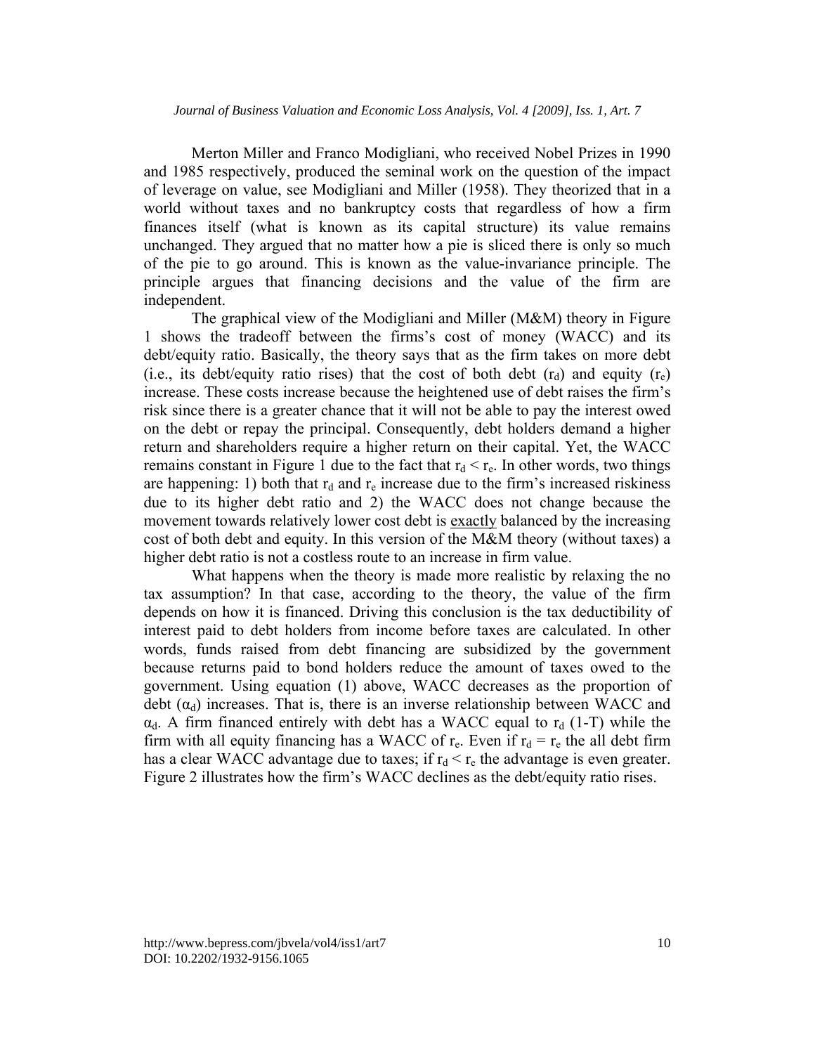Merton Miller and Franco Modigliani, who received Nobel Prizes in 1990 and 1985 respectively, produced the seminal work on the question of the impact of leverage on value, see Modigliani and Miller (1958). They theorized that in a world without taxes and no bankruptcy costs that regardless of how a firm finances itself (what is known as its capital structure) its value remains unchanged. They argued that no matter how a pie is sliced there is only so much of the pie to go around. This is known as the value-invariance principle. The principle argues that financing decisions and the value of the firm are independent.

The graphical view of the Modigliani and Miller (M&M) theory in Figure 1 shows the tradeoff between the firms's cost of money (WACC) and its debt/equity ratio. Basically, the theory says that as the firm takes on more debt (i.e., its debt/equity ratio rises) that the cost of both debt ($r_d$) and equity ($r_e$) increase. These costs increase because the heightened use of debt raises the firm's risk since there is a greater chance that it will not be able to pay the interest owed on the debt or repay the principal. Consequently, debt holders demand a higher return and shareholders require a higher return on their capital. Yet, the WACC remains constant in Figure 1 due to the fact that $r_d < r_e$. In other words, two things are happening: 1) both that $r_d$ and $r_e$ increase due to the firm's increased riskiness due to its higher debt ratio and 2) the WACC does not change because the movement towards relatively lower cost debt is <u>exactly</u> balanced by the increasing cost of both debt and equity. In this version of the M&M theory (without taxes) a higher debt ratio is not a costless route to an increase in firm value.

What happens when the theory is made more realistic by relaxing the no tax assumption? In that case, according to the theory, the value of the firm depends on how it is financed. Driving this conclusion is the tax deductibility of interest paid to debt holders from income before taxes are calculated. In other words, funds raised from debt financing are subsidized by the government because returns paid to bond holders reduce the amount of taxes owed to the government. Using equation (1) above, WACC decreases as the proportion of debt ($\alpha_d$) increases. That is, there is an inverse relationship between WACC and $\alpha_d$. A firm financed entirely with debt has a WACC equal to $r_d$ (1-T) while the firm with all equity financing has a WACC of $r_e$. Even if $r_d = r_e$ the all debt firm has a clear WACC advantage due to taxes; if $r_d < r_e$ the advantage is even greater. Figure 2 illustrates how the firm's WACC declines as the debt/equity ratio rises.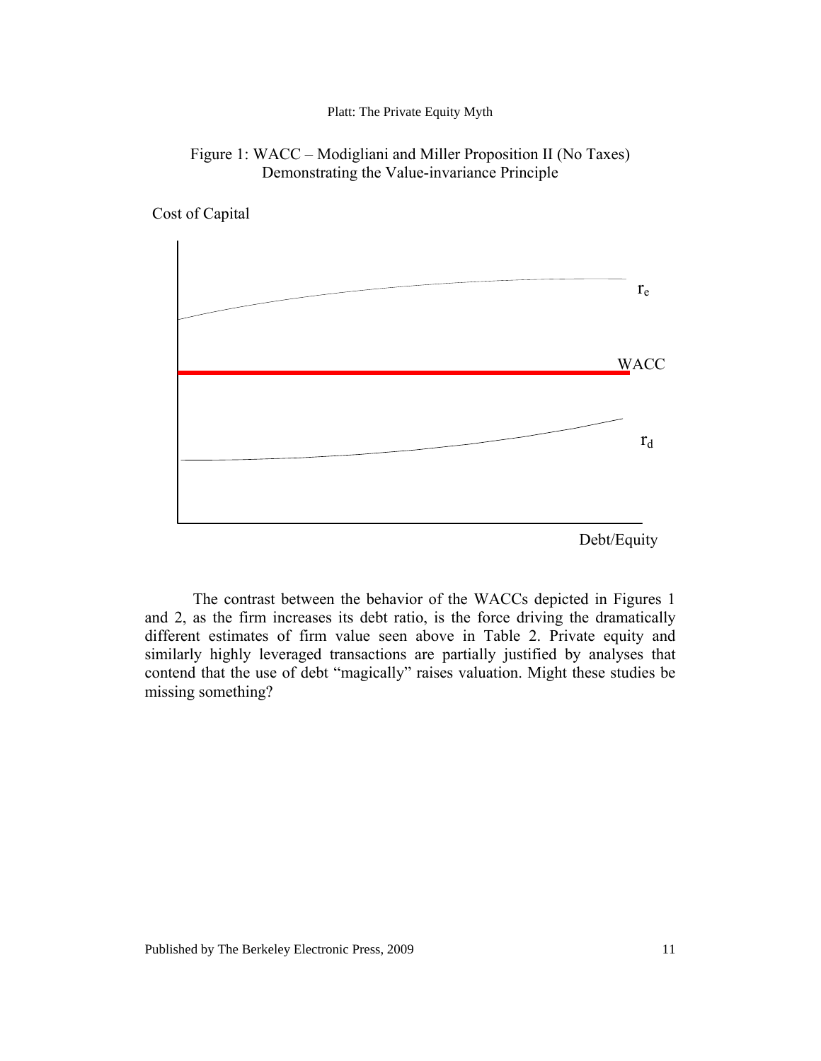Figure 1: WACC – Modigliani and Miller Proposition II (No Taxes) Demonstrating the Value-invariance Principle

The contrast between the behavior of the WACCs depicted in Figures 1 and 2, as the firm increases its debt ratio, is the force driving the dramatically different estimates of firm value seen above in Table 2. Private equity and similarly highly leveraged transactions are partially justified by analyses that contend that the use of debt "magically" raises valuation. Might these studies be missing something?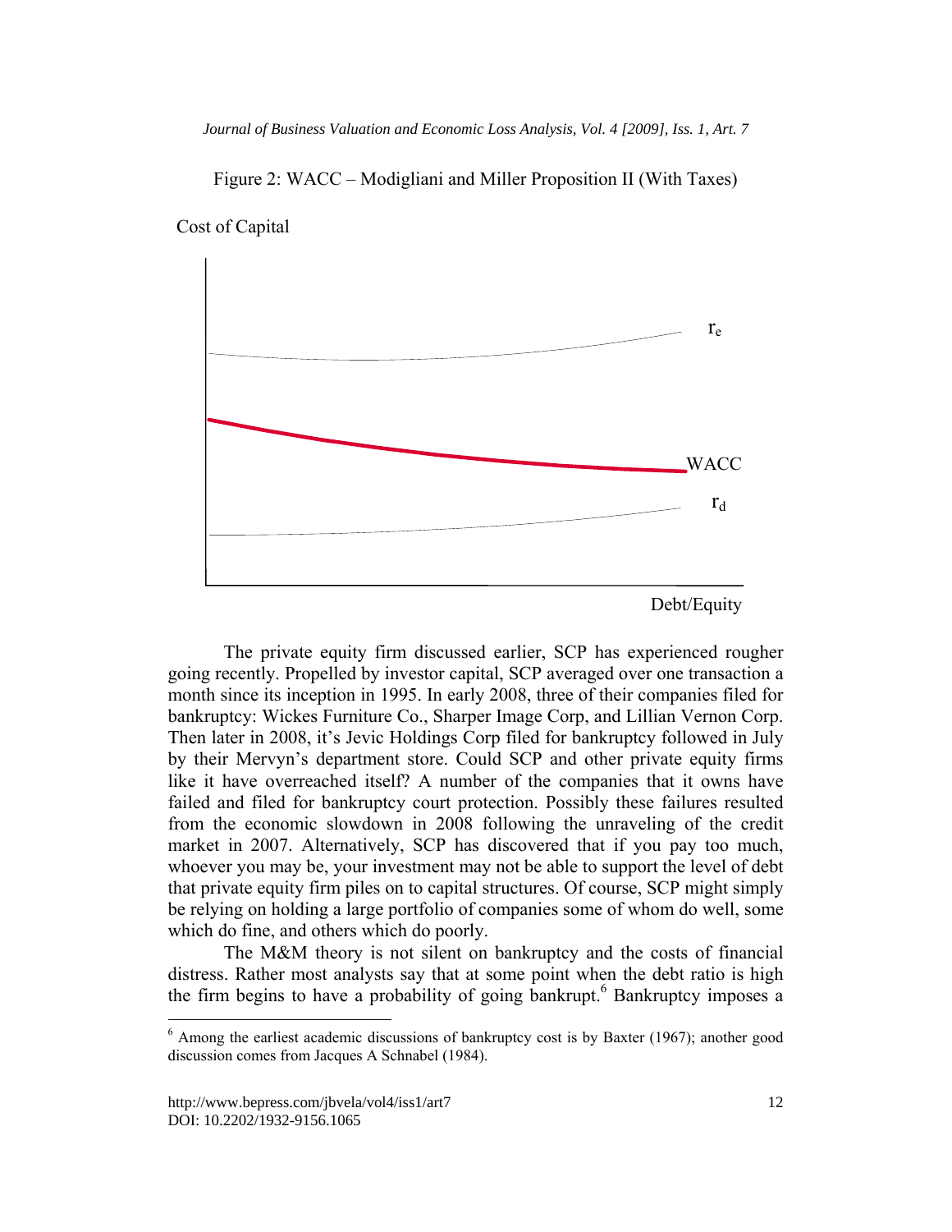Figure 2: WACC – Modigliani and Miller Proposition II (With Taxes)

Cost of Capital

$r_e$

WACC

$r_d$

Debt/Equity

The private equity firm discussed earlier, SCP has experienced rougher going recently. Propelled by investor capital, SCP averaged over one transaction a month since its inception in 1995. In early 2008, three of their companies filed for bankruptcy: Wickes Furniture Co., Sharper Image Corp, and Lillian Vernon Corp. Then later in 2008, it's Jevic Holdings Corp filed for bankruptcy followed in July by their Mervyn's department store. Could SCP and other private equity firms like it have overreached itself? A number of the companies that it owns have failed and filed for bankruptcy court protection. Possibly these failures resulted from the economic slowdown in 2008 following the unraveling of the credit market in 2007. Alternatively, SCP has discovered that if you pay too much, whoever you may be, your investment may not be able to support the level of debt that private equity firm piles on to capital structures. Of course, SCP might simply be relying on holding a large portfolio of companies some of whom do well, some which do fine, and others which do poorly.

The M&M theory is not silent on bankruptcy and the costs of financial distress. Rather most analysts say that at some point when the debt ratio is high the firm begins to have a probability of going bankrupt.[6] Bankruptcy imposes a

[6] Among the earliest academic discussions of bankruptcy cost is by Baxter (1967); another good discussion comes from Jacques A Schnabel (1984).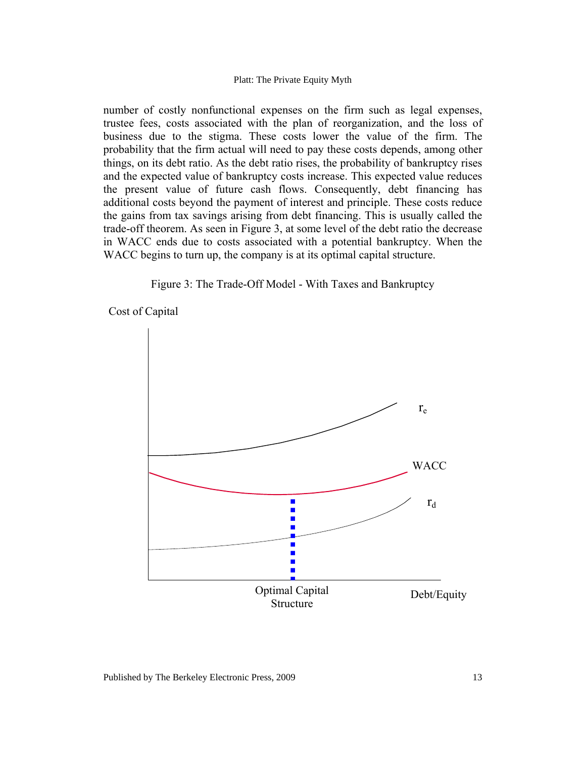number of costly nonfunctional expenses on the firm such as legal expenses, trustee fees, costs associated with the plan of reorganization, and the loss of business due to the stigma. These costs lower the value of the firm. The probability that the firm actual will need to pay these costs depends, among other things, on its debt ratio. As the debt ratio rises, the probability of bankruptcy rises and the expected value of bankruptcy costs increase. This expected value reduces the present value of future cash flows. Consequently, debt financing has additional costs beyond the payment of interest and principle. These costs reduce the gains from tax savings arising from debt financing. This is usually called the trade-off theorem. As seen in Figure 3, at some level of the debt ratio the decrease in WACC ends due to costs associated with a potential bankruptcy. When the WACC begins to turn up, the company is at its optimal capital structure.

Figure 3: The Trade-Off Model - With Taxes and Bankruptcy

Cost of Capital

$r_e$

WACC

$r_d$

Optimal Capital Structure

Debt/Equity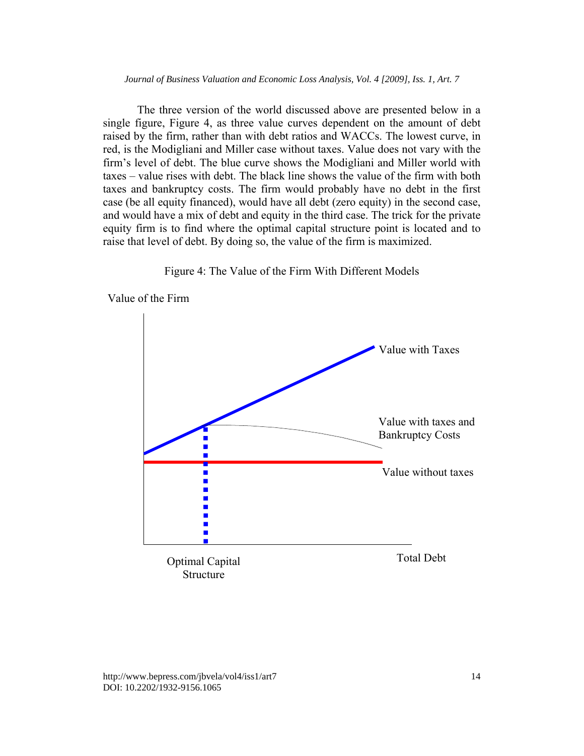The three version of the world discussed above are presented below in a single figure, Figure 4, as three value curves dependent on the amount of debt raised by the firm, rather than with debt ratios and WACCs. The lowest curve, in red, is the Modigliani and Miller case without taxes. Value does not vary with the firm's level of debt. The blue curve shows the Modigliani and Miller world with taxes – value rises with debt. The black line shows the value of the firm with both taxes and bankruptcy costs. The firm would probably have no debt in the first case (be all equity financed), would have all debt (zero equity) in the second case, and would have a mix of debt and equity in the third case. The trick for the private equity firm is to find where the optimal capital structure point is located and to raise that level of debt. By doing so, the value of the firm is maximized.

Figure 4: The Value of the Firm With Different Models

Value of the Firm

Value with Taxes

Value with taxes and Bankruptcy Costs

Value without taxes

Optimal Capital Structure

Total Debt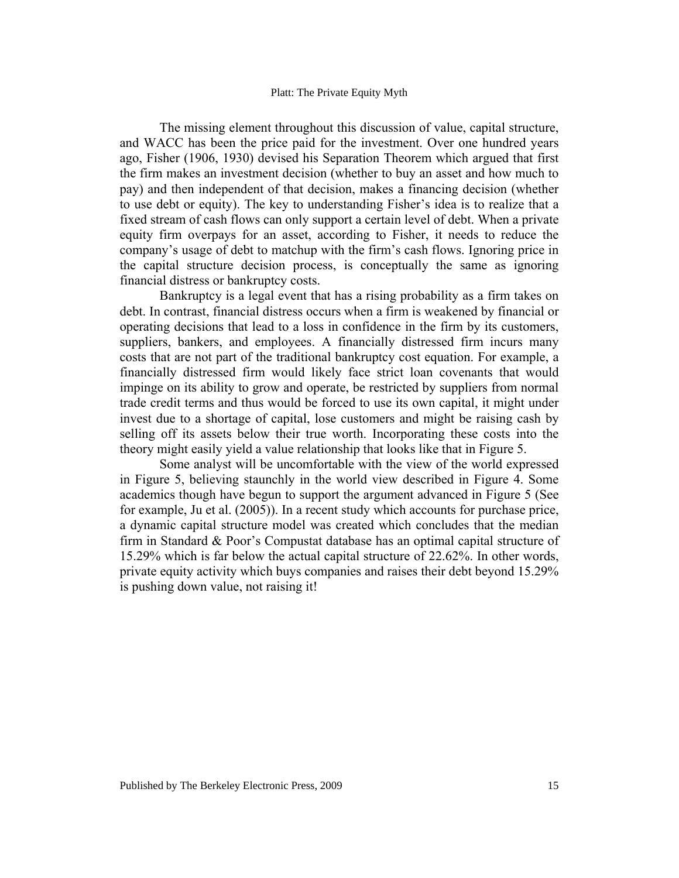The missing element throughout this discussion of value, capital structure, and WACC has been the price paid for the investment. Over one hundred years ago, Fisher (1906, 1930) devised his Separation Theorem which argued that first the firm makes an investment decision (whether to buy an asset and how much to pay) and then independent of that decision, makes a financing decision (whether to use debt or equity). The key to understanding Fisher's idea is to realize that a fixed stream of cash flows can only support a certain level of debt. When a private equity firm overpays for an asset, according to Fisher, it needs to reduce the company's usage of debt to matchup with the firm's cash flows. Ignoring price in the capital structure decision process, is conceptually the same as ignoring financial distress or bankruptcy costs.

Bankruptcy is a legal event that has a rising probability as a firm takes on debt. In contrast, financial distress occurs when a firm is weakened by financial or operating decisions that lead to a loss in confidence in the firm by its customers, suppliers, bankers, and employees. A financially distressed firm incurs many costs that are not part of the traditional bankruptcy cost equation. For example, a financially distressed firm would likely face strict loan covenants that would impinge on its ability to grow and operate, be restricted by suppliers from normal trade credit terms and thus would be forced to use its own capital, it might under invest due to a shortage of capital, lose customers and might be raising cash by selling off its assets below their true worth. Incorporating these costs into the theory might easily yield a value relationship that looks like that in Figure 5.

Some analyst will be uncomfortable with the view of the world expressed in Figure 5, believing staunchly in the world view described in Figure 4. Some academics though have begun to support the argument advanced in Figure 5 (See for example, Ju et al. (2005)). In a recent study which accounts for purchase price, a dynamic capital structure model was created which concludes that the median firm in Standard & Poor's Compustat database has an optimal capital structure of 15.29% which is far below the actual capital structure of 22.62%. In other words, private equity activity which buys companies and raises their debt beyond 15.29% is pushing down value, not raising it!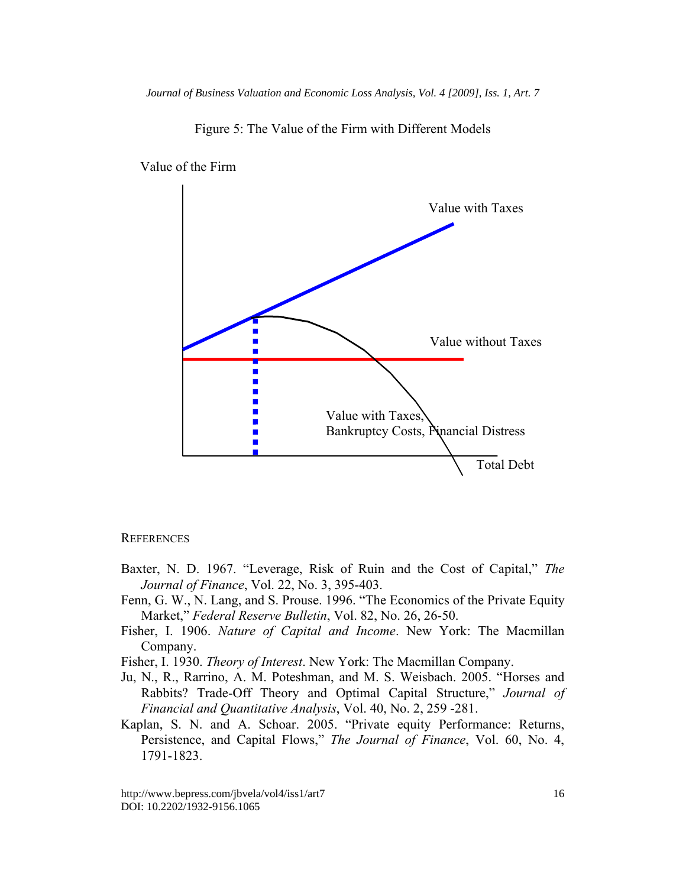Figure 5: The Value of the Firm with Different Models

Value of the Firm

Value with Taxes

Value without Taxes

Value with Taxes, Bankruptcy Costs, Financial Distress

Total Debt

## REFERENCES

Baxter, N. D. 1967. “Leverage, Risk of Ruin and the Cost of Capital,” *The Journal of Finance*, Vol. 22, No. 3, 395-403.

Fenn, G. W., N. Lang, and S. Prouse. 1996. “The Economics of the Private Equity Market,” *Federal Reserve Bulletin*, Vol. 82, No. 26, 26-50.

Fisher, I. 1906. *Nature of Capital and Income*. New York: The Macmillan Company.

Fisher, I. 1930. *Theory of Interest*. New York: The Macmillan Company.

Ju, N., R., Rarrino, A. M. Poteshman, and M. S. Weisbach. 2005. “Horses and Rabbits? Trade-Off Theory and Optimal Capital Structure,” *Journal of Financial and Quantitative Analysis*, Vol. 40, No. 2, 259 -281.

Kaplan, S. N. and A. Schoar. 2005. “Private equity Performance: Returns, Persistence, and Capital Flows,” *The Journal of Finance*, Vol. 60, No. 4, 1791-1823.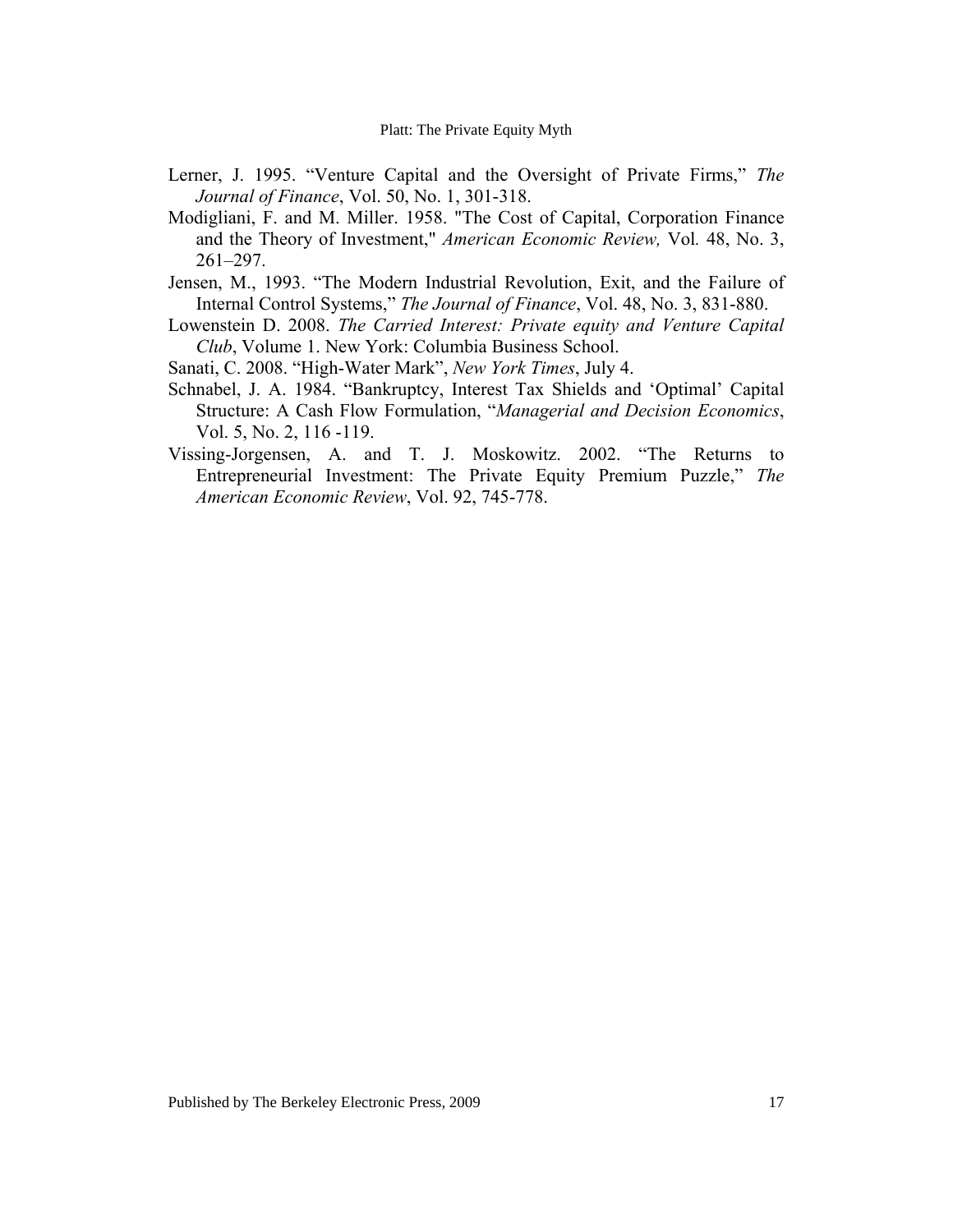Lerner, J. 1995. "Venture Capital and the Oversight of Private Firms," *The Journal of Finance*, Vol. 50, No. 1, 301-318.

Modigliani, F. and M. Miller. 1958. "The Cost of Capital, Corporation Finance and the Theory of Investment," *American Economic Review,* Vol. 48, No. 3, 261–297.

Jensen, M., 1993. "The Modern Industrial Revolution, Exit, and the Failure of Internal Control Systems," *The Journal of Finance*, Vol. 48, No. 3, 831-880.

Lowenstein D. 2008. *The Carried Interest: Private equity and Venture Capital Club*, Volume 1. New York: Columbia Business School.

Sanati, C. 2008. "High-Water Mark", *New York Times*, July 4.

Schnabel, J. A. 1984. "Bankruptcy, Interest Tax Shields and 'Optimal' Capital Structure: A Cash Flow Formulation, "*Managerial and Decision Economics*, Vol. 5, No. 2, 116 -119.

Vissing-Jorgensen, A. and T. J. Moskowitz. 2002. "The Returns to Entrepreneurial Investment: The Private Equity Premium Puzzle," *The American Economic Review*, Vol. 92, 745-778.